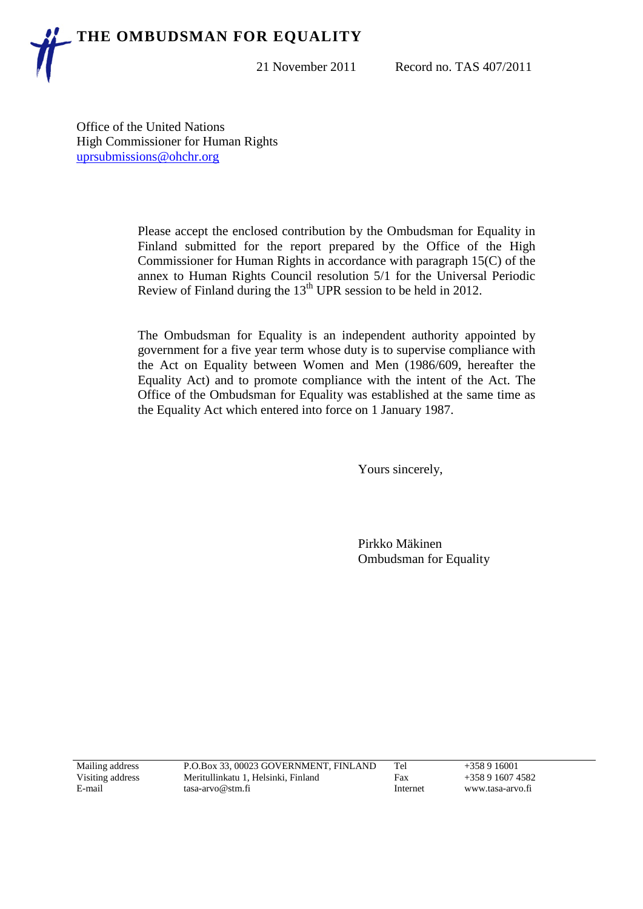# THE OMBUDSMAN FOR EQUALITY

21 November 2011 Record no. TAS 407/2011

Office of the United Nations
High Commissioner for Human Rights
uprsubmissions@ohchr.org

Please accept the enclosed contribution by the Ombudsman for Equality in Finland submitted for the report prepared by the Office of the High Commissioner for Human Rights in accordance with paragraph 15(C) of the annex to Human Rights Council resolution 5/1 for the Universal Periodic Review of Finland during the 13th UPR session to be held in 2012.

The Ombudsman for Equality is an independent authority appointed by government for a five year term whose duty is to supervise compliance with the Act on Equality between Women and Men (1986/609, hereafter the Equality Act) and to promote compliance with the intent of the Act. The Office of the Ombudsman for Equality was established at the same time as the Equality Act which entered into force on 1 January 1987.

Yours sincerely,

Pirkko Mäkinen
Ombudsman for Equality

| | | | |
|---|---|---|---|
| Mailing address | P.O.Box 33, 00023 GOVERNMENT, FINLAND | Tel | +358 9 16001 |
| Visiting address | Meritullinkatu 1, Helsinki, Finland | Fax | +358 9 1607 4582 |
| E-mail | tasa-arvo@stm.fi | Internet | www.tasa-arvo.fi |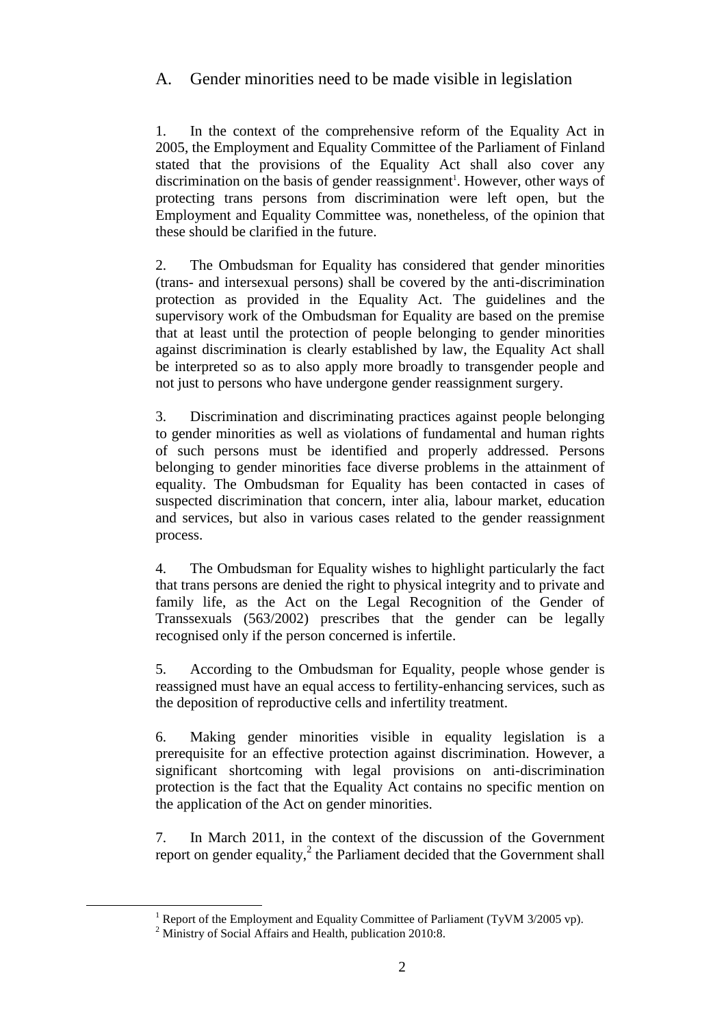## A. Gender minorities need to be made visible in legislation

1. In the context of the comprehensive reform of the Equality Act in 2005, the Employment and Equality Committee of the Parliament of Finland stated that the provisions of the Equality Act shall also cover any discrimination on the basis of gender reassignment[1]. However, other ways of protecting trans persons from discrimination were left open, but the Employment and Equality Committee was, nonetheless, of the opinion that these should be clarified in the future.

2. The Ombudsman for Equality has considered that gender minorities (trans- and intersexual persons) shall be covered by the anti-discrimination protection as provided in the Equality Act. The guidelines and the supervisory work of the Ombudsman for Equality are based on the premise that at least until the protection of people belonging to gender minorities against discrimination is clearly established by law, the Equality Act shall be interpreted so as to also apply more broadly to transgender people and not just to persons who have undergone gender reassignment surgery.

3. Discrimination and discriminating practices against people belonging to gender minorities as well as violations of fundamental and human rights of such persons must be identified and properly addressed. Persons belonging to gender minorities face diverse problems in the attainment of equality. The Ombudsman for Equality has been contacted in cases of suspected discrimination that concern, inter alia, labour market, education and services, but also in various cases related to the gender reassignment process.

4. The Ombudsman for Equality wishes to highlight particularly the fact that trans persons are denied the right to physical integrity and to private and family life, as the Act on the Legal Recognition of the Gender of Transsexuals (563/2002) prescribes that the gender can be legally recognised only if the person concerned is infertile.

5. According to the Ombudsman for Equality, people whose gender is reassigned must have an equal access to fertility-enhancing services, such as the deposition of reproductive cells and infertility treatment.

6. Making gender minorities visible in equality legislation is a prerequisite for an effective protection against discrimination. However, a significant shortcoming with legal provisions on anti-discrimination protection is the fact that the Equality Act contains no specific mention on the application of the Act on gender minorities.

7. In March 2011, in the context of the discussion of the Government report on gender equality,[2] the Parliament decided that the Government shall

[1] Report of the Employment and Equality Committee of Parliament (TyVM 3/2005 vp).

[2] Ministry of Social Affairs and Health, publication 2010:8.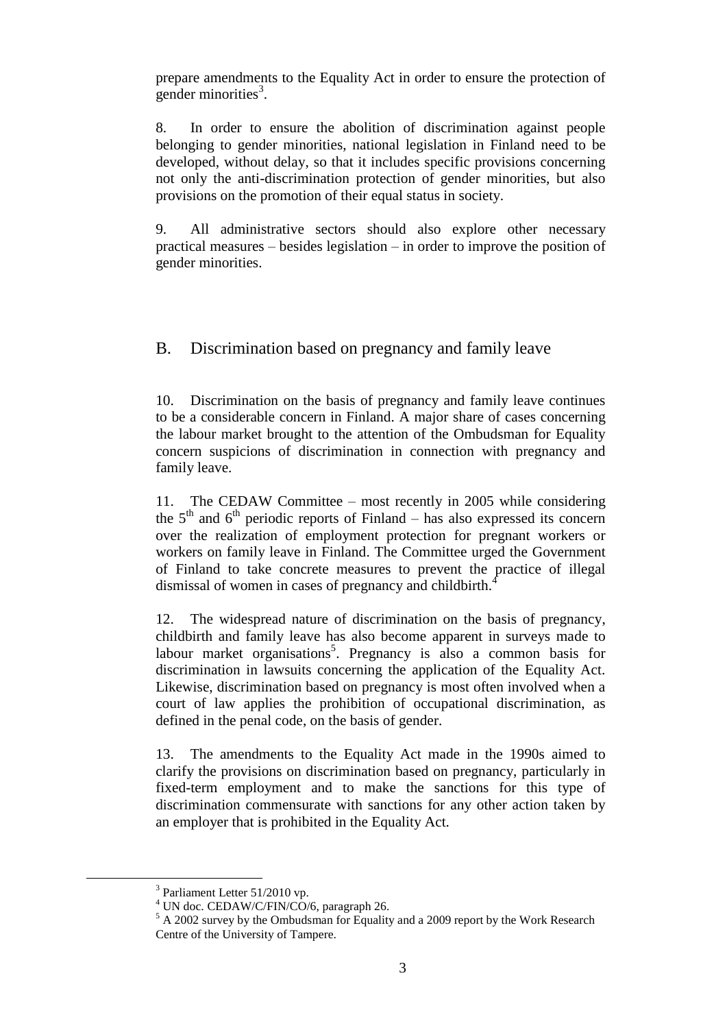prepare amendments to the Equality Act in order to ensure the protection of gender minorities[3].

8. In order to ensure the abolition of discrimination against people belonging to gender minorities, national legislation in Finland need to be developed, without delay, so that it includes specific provisions concerning not only the anti-discrimination protection of gender minorities, but also provisions on the promotion of their equal status in society.

9. All administrative sectors should also explore other necessary practical measures – besides legislation – in order to improve the position of gender minorities.

## B. Discrimination based on pregnancy and family leave

10. Discrimination on the basis of pregnancy and family leave continues to be a considerable concern in Finland. A major share of cases concerning the labour market brought to the attention of the Ombudsman for Equality concern suspicions of discrimination in connection with pregnancy and family leave.

11. The CEDAW Committee – most recently in 2005 while considering the 5th and 6th periodic reports of Finland – has also expressed its concern over the realization of employment protection for pregnant workers or workers on family leave in Finland. The Committee urged the Government of Finland to take concrete measures to prevent the practice of illegal dismissal of women in cases of pregnancy and childbirth.[4]

12. The widespread nature of discrimination on the basis of pregnancy, childbirth and family leave has also become apparent in surveys made to labour market organisations[5]. Pregnancy is also a common basis for discrimination in lawsuits concerning the application of the Equality Act. Likewise, discrimination based on pregnancy is most often involved when a court of law applies the prohibition of occupational discrimination, as defined in the penal code, on the basis of gender.

13. The amendments to the Equality Act made in the 1990s aimed to clarify the provisions on discrimination based on pregnancy, particularly in fixed-term employment and to make the sanctions for this type of discrimination commensurate with sanctions for any other action taken by an employer that is prohibited in the Equality Act.

---

[3] Parliament Letter 51/2010 vp.

[4] UN doc. CEDAW/C/FIN/CO/6, paragraph 26.

[5] A 2002 survey by the Ombudsman for Equality and a 2009 report by the Work Research Centre of the University of Tampere.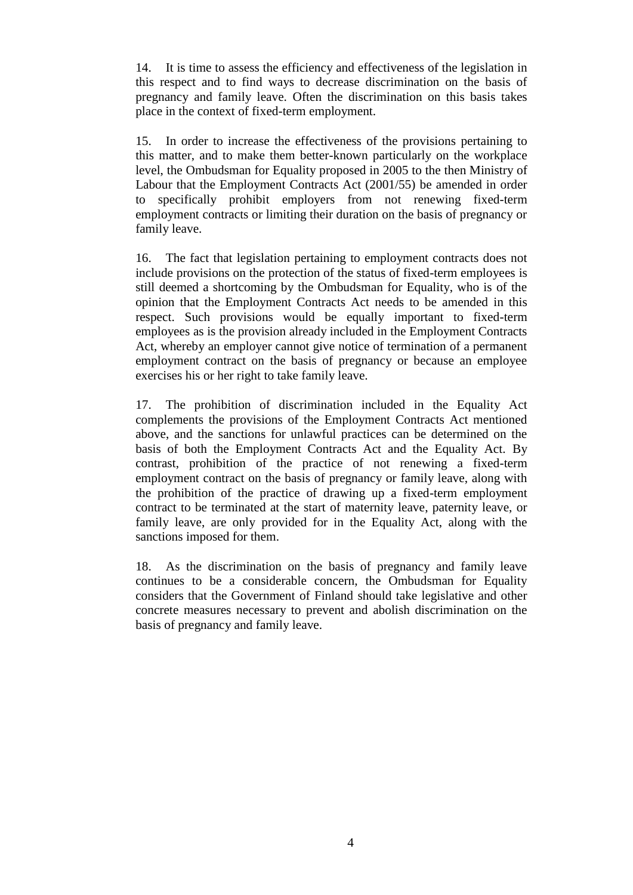14. It is time to assess the efficiency and effectiveness of the legislation in this respect and to find ways to decrease discrimination on the basis of pregnancy and family leave. Often the discrimination on this basis takes place in the context of fixed-term employment.

15. In order to increase the effectiveness of the provisions pertaining to this matter, and to make them better-known particularly on the workplace level, the Ombudsman for Equality proposed in 2005 to the then Ministry of Labour that the Employment Contracts Act (2001/55) be amended in order to specifically prohibit employers from not renewing fixed-term employment contracts or limiting their duration on the basis of pregnancy or family leave.

16. The fact that legislation pertaining to employment contracts does not include provisions on the protection of the status of fixed-term employees is still deemed a shortcoming by the Ombudsman for Equality, who is of the opinion that the Employment Contracts Act needs to be amended in this respect. Such provisions would be equally important to fixed-term employees as is the provision already included in the Employment Contracts Act, whereby an employer cannot give notice of termination of a permanent employment contract on the basis of pregnancy or because an employee exercises his or her right to take family leave.

17. The prohibition of discrimination included in the Equality Act complements the provisions of the Employment Contracts Act mentioned above, and the sanctions for unlawful practices can be determined on the basis of both the Employment Contracts Act and the Equality Act. By contrast, prohibition of the practice of not renewing a fixed-term employment contract on the basis of pregnancy or family leave, along with the prohibition of the practice of drawing up a fixed-term employment contract to be terminated at the start of maternity leave, paternity leave, or family leave, are only provided for in the Equality Act, along with the sanctions imposed for them.

18. As the discrimination on the basis of pregnancy and family leave continues to be a considerable concern, the Ombudsman for Equality considers that the Government of Finland should take legislative and other concrete measures necessary to prevent and abolish discrimination on the basis of pregnancy and family leave.